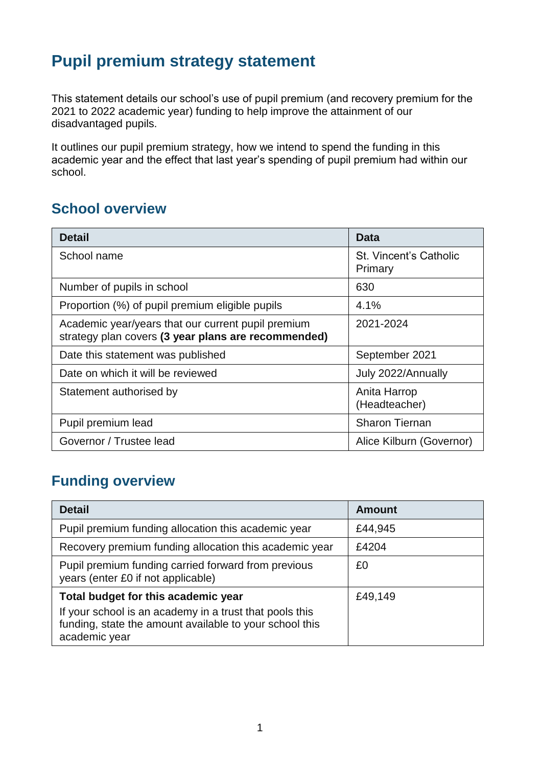# Pupil premium strategy statement

This statement details our school's use of pupil premium (and recovery premium for the 2021 to 2022 academic year) funding to help improve the attainment of our disadvantaged pupils.

It outlines our pupil premium strategy, how we intend to spend the funding in this academic year and the effect that last year's spending of pupil premium had within our school.

## School overview

| Detail | Data |
|---|---|
| School name | St. Vincent's Catholic Primary |
| Number of pupils in school | 630 |
| Proportion (%) of pupil premium eligible pupils | 4.1% |
| Academic year/years that our current pupil premium strategy plan covers **(3 year plans are recommended)** | 2021-2024 |
| Date this statement was published | September 2021 |
| Date on which it will be reviewed | July 2022/Annually |
| Statement authorised by | Anita Harrop (Headteacher) |
| Pupil premium lead | Sharon Tiernan |
| Governor / Trustee lead | Alice Kilburn (Governor) |

## Funding overview

| Detail | Amount |
|---|---|
| Pupil premium funding allocation this academic year | £44,945 |
| Recovery premium funding allocation this academic year | £4204 |
| Pupil premium funding carried forward from previous years (enter £0 if not applicable) | £0 |
| **Total budget for this academic year** If your school is an academy in a trust that pools this funding, state the amount available to your school this academic year | £49,149 |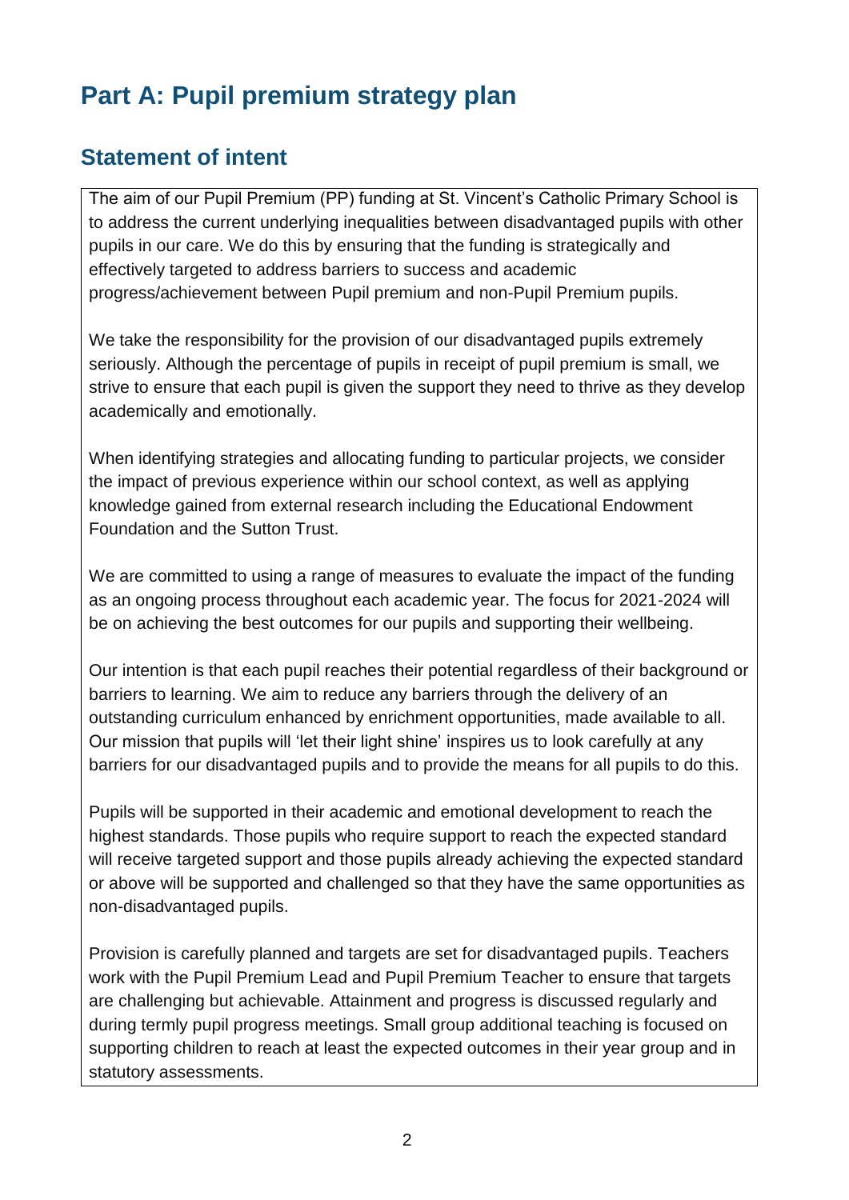# Part A: Pupil premium strategy plan

## Statement of intent

The aim of our Pupil Premium (PP) funding at St. Vincent's Catholic Primary School is to address the current underlying inequalities between disadvantaged pupils with other pupils in our care. We do this by ensuring that the funding is strategically and effectively targeted to address barriers to success and academic progress/achievement between Pupil premium and non-Pupil Premium pupils.

We take the responsibility for the provision of our disadvantaged pupils extremely seriously. Although the percentage of pupils in receipt of pupil premium is small, we strive to ensure that each pupil is given the support they need to thrive as they develop academically and emotionally.

When identifying strategies and allocating funding to particular projects, we consider the impact of previous experience within our school context, as well as applying knowledge gained from external research including the Educational Endowment Foundation and the Sutton Trust.

We are committed to using a range of measures to evaluate the impact of the funding as an ongoing process throughout each academic year. The focus for 2021-2024 will be on achieving the best outcomes for our pupils and supporting their wellbeing.

Our intention is that each pupil reaches their potential regardless of their background or barriers to learning. We aim to reduce any barriers through the delivery of an outstanding curriculum enhanced by enrichment opportunities, made available to all. Our mission that pupils will 'let their light shine' inspires us to look carefully at any barriers for our disadvantaged pupils and to provide the means for all pupils to do this.

Pupils will be supported in their academic and emotional development to reach the highest standards. Those pupils who require support to reach the expected standard will receive targeted support and those pupils already achieving the expected standard or above will be supported and challenged so that they have the same opportunities as non-disadvantaged pupils.

Provision is carefully planned and targets are set for disadvantaged pupils. Teachers work with the Pupil Premium Lead and Pupil Premium Teacher to ensure that targets are challenging but achievable. Attainment and progress is discussed regularly and during termly pupil progress meetings. Small group additional teaching is focused on supporting children to reach at least the expected outcomes in their year group and in statutory assessments.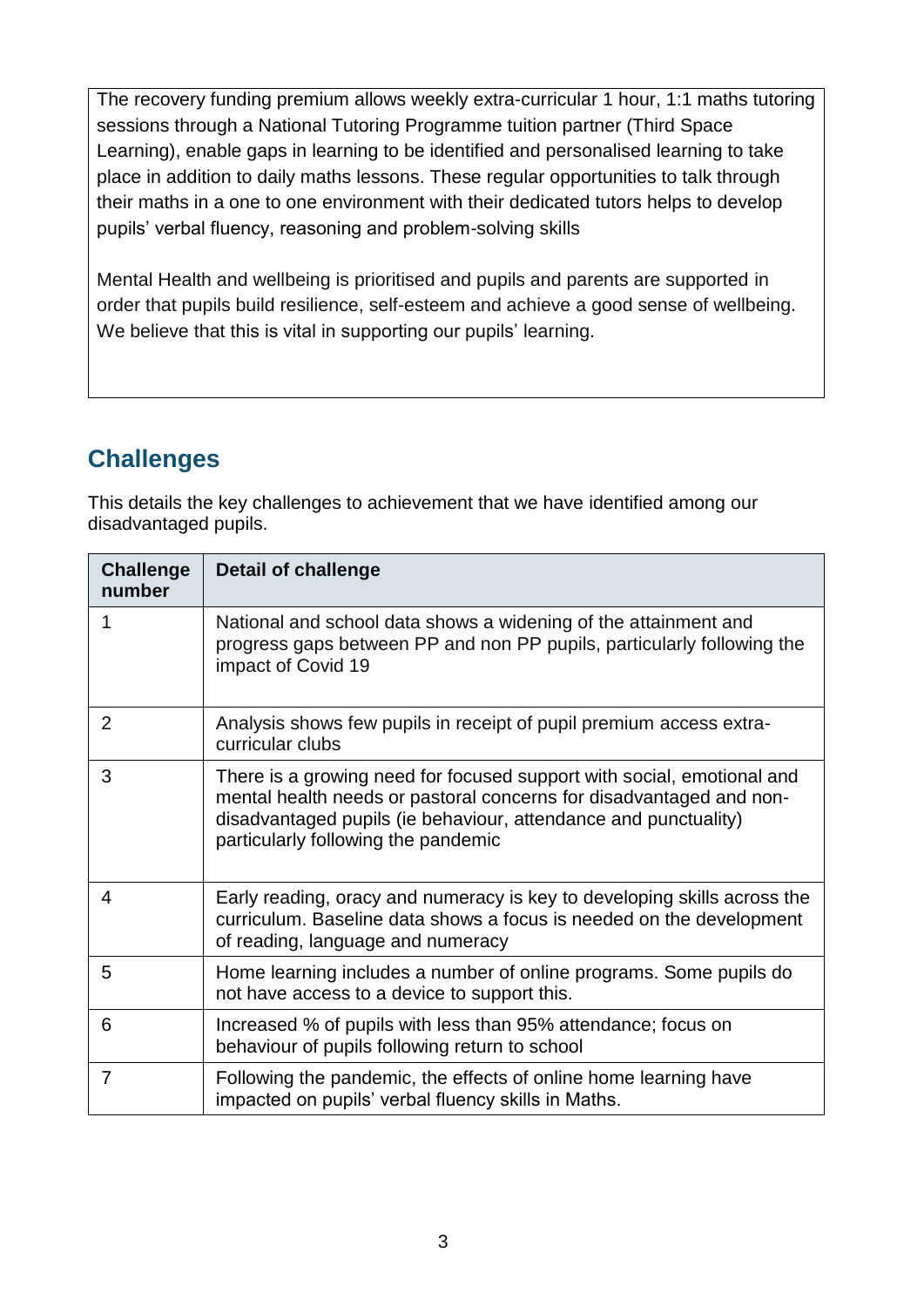The recovery funding premium allows weekly extra-curricular 1 hour, 1:1 maths tutoring sessions through a National Tutoring Programme tuition partner (Third Space Learning), enable gaps in learning to be identified and personalised learning to take place in addition to daily maths lessons. These regular opportunities to talk through their maths in a one to one environment with their dedicated tutors helps to develop pupils' verbal fluency, reasoning and problem-solving skills

Mental Health and wellbeing is prioritised and pupils and parents are supported in order that pupils build resilience, self-esteem and achieve a good sense of wellbeing. We believe that this is vital in supporting our pupils' learning.

## Challenges

This details the key challenges to achievement that we have identified among our disadvantaged pupils.

| Challenge number | Detail of challenge |
|---|---|
| 1 | National and school data shows a widening of the attainment and progress gaps between PP and non PP pupils, particularly following the impact of Covid 19 |
| 2 | Analysis shows few pupils in receipt of pupil premium access extra-curricular clubs |
| 3 | There is a growing need for focused support with social, emotional and mental health needs or pastoral concerns for disadvantaged and non-disadvantaged pupils (ie behaviour, attendance and punctuality) particularly following the pandemic |
| 4 | Early reading, oracy and numeracy is key to developing skills across the curriculum. Baseline data shows a focus is needed on the development of reading, language and numeracy |
| 5 | Home learning includes a number of online programs. Some pupils do not have access to a device to support this. |
| 6 | Increased % of pupils with less than 95% attendance; focus on behaviour of pupils following return to school |
| 7 | Following the pandemic, the effects of online home learning have impacted on pupils' verbal fluency skills in Maths. |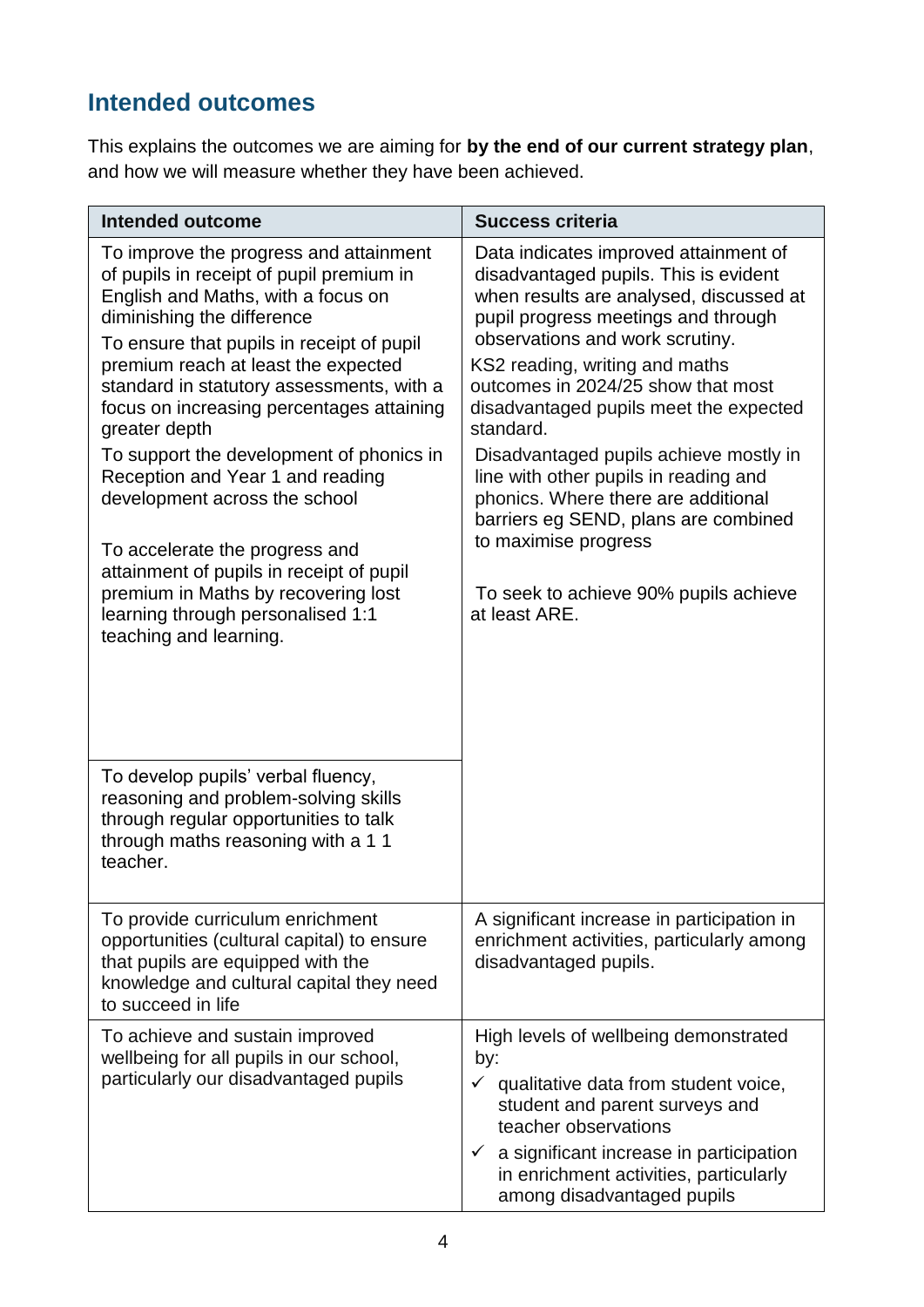## Intended outcomes

This explains the outcomes we are aiming for **by the end of our current strategy plan**, and how we will measure whether they have been achieved.

| Intended outcome | Success criteria |
|---|---|
| To improve the progress and attainment of pupils in receipt of pupil premium in English and Maths, with a focus on diminishing the difference<br><br>To ensure that pupils in receipt of pupil premium reach at least the expected standard in statutory assessments, with a focus on increasing percentages attaining greater depth<br><br>To support the development of phonics in Reception and Year 1 and reading development across the school<br><br>To accelerate the progress and attainment of pupils in receipt of pupil premium in Maths by recovering lost learning through personalised 1:1 teaching and learning. | Data indicates improved attainment of disadvantaged pupils. This is evident when results are analysed, discussed at pupil progress meetings and through observations and work scrutiny.<br><br>KS2 reading, writing and maths outcomes in 2024/25 show that most disadvantaged pupils meet the expected standard.<br><br>Disadvantaged pupils achieve mostly in line with other pupils in reading and phonics. Where there are additional barriers eg SEND, plans are combined to maximise progress<br><br>To seek to achieve 90% pupils achieve at least ARE. |
| To develop pupils' verbal fluency, reasoning and problem-solving skills through regular opportunities to talk through maths reasoning with a 1 1 teacher. | |
| To provide curriculum enrichment opportunities (cultural capital) to ensure that pupils are equipped with the knowledge and cultural capital they need to succeed in life | A significant increase in participation in enrichment activities, particularly among disadvantaged pupils. |
| To achieve and sustain improved wellbeing for all pupils in our school, particularly our disadvantaged pupils | High levels of wellbeing demonstrated by:<br>✓ qualitative data from student voice, student and parent surveys and teacher observations<br>✓ a significant increase in participation in enrichment activities, particularly among disadvantaged pupils |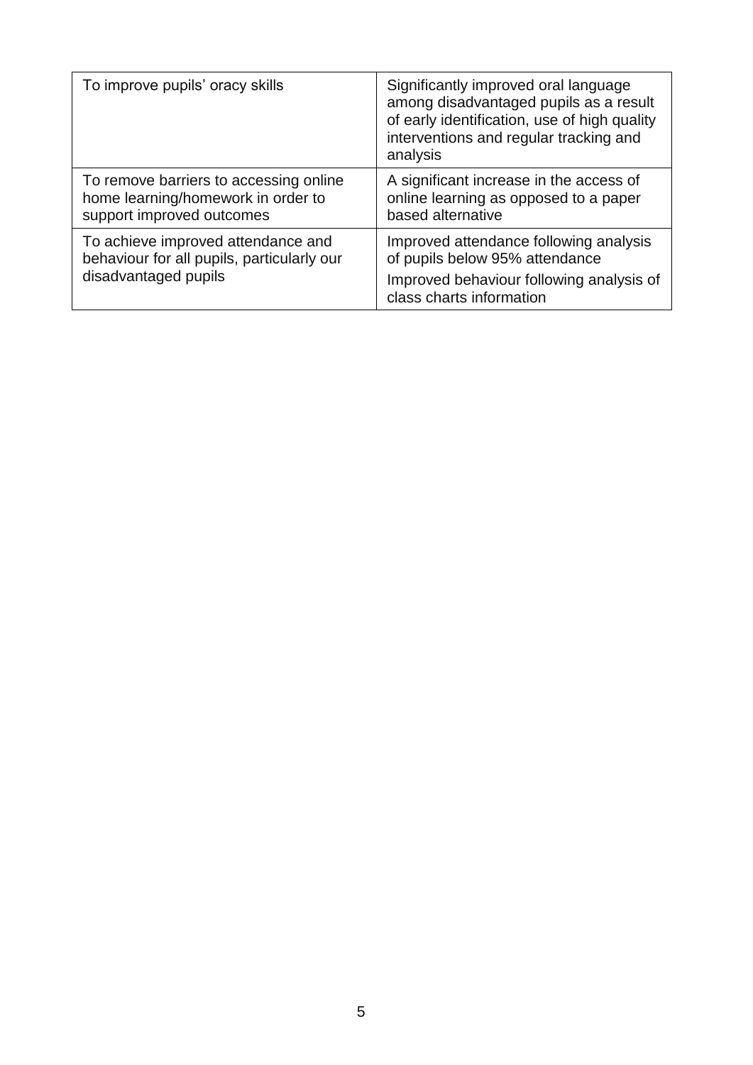| | |
|---|---|
| To improve pupils' oracy skills | Significantly improved oral language among disadvantaged pupils as a result of early identification, use of high quality interventions and regular tracking and analysis |
| To remove barriers to accessing online home learning/homework in order to support improved outcomes | A significant increase in the access of online learning as opposed to a paper based alternative |
| To achieve improved attendance and behaviour for all pupils, particularly our disadvantaged pupils | Improved attendance following analysis of pupils below 95% attendance<br>Improved behaviour following analysis of class charts information |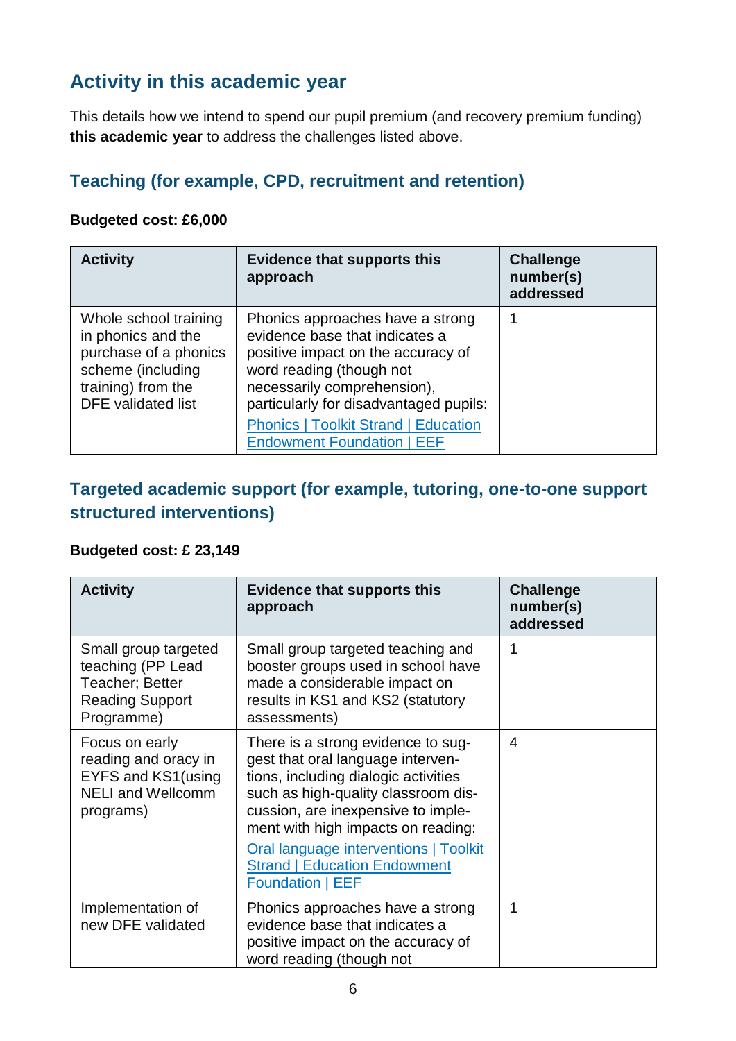## Activity in this academic year

This details how we intend to spend our pupil premium (and recovery premium funding) **this academic year** to address the challenges listed above.

### Teaching (for example, CPD, recruitment and retention)

**Budgeted cost: £6,000**

| Activity | Evidence that supports this approach | Challenge number(s) addressed |
|---|---|---|
| Whole school training in phonics and the purchase of a phonics scheme (including training) from the DFE validated list | Phonics approaches have a strong evidence base that indicates a positive impact on the accuracy of word reading (though not necessarily comprehension), particularly for disadvantaged pupils: [Phonics \| Toolkit Strand \| Education Endowment Foundation \| EEF] | 1 |

### Targeted academic support (for example, tutoring, one-to-one support structured interventions)

**Budgeted cost: £ 23,149**

| Activity | Evidence that supports this approach | Challenge number(s) addressed |
|---|---|---|
| Small group targeted teaching (PP Lead Teacher; Better Reading Support Programme) | Small group targeted teaching and booster groups used in school have made a considerable impact on results in KS1 and KS2 (statutory assessments) | 1 |
| Focus on early reading and oracy in EYFS and KS1(using NELI and Wellcomm programs) | There is a strong evidence to suggest that oral language interventions, including dialogic activities such as high-quality classroom discussion, are inexpensive to implement with high impacts on reading: [Oral language interventions \| Toolkit Strand \| Education Endowment Foundation \| EEF] | 4 |
| Implementation of new DFE validated | Phonics approaches have a strong evidence base that indicates a positive impact on the accuracy of word reading (though not | 1 |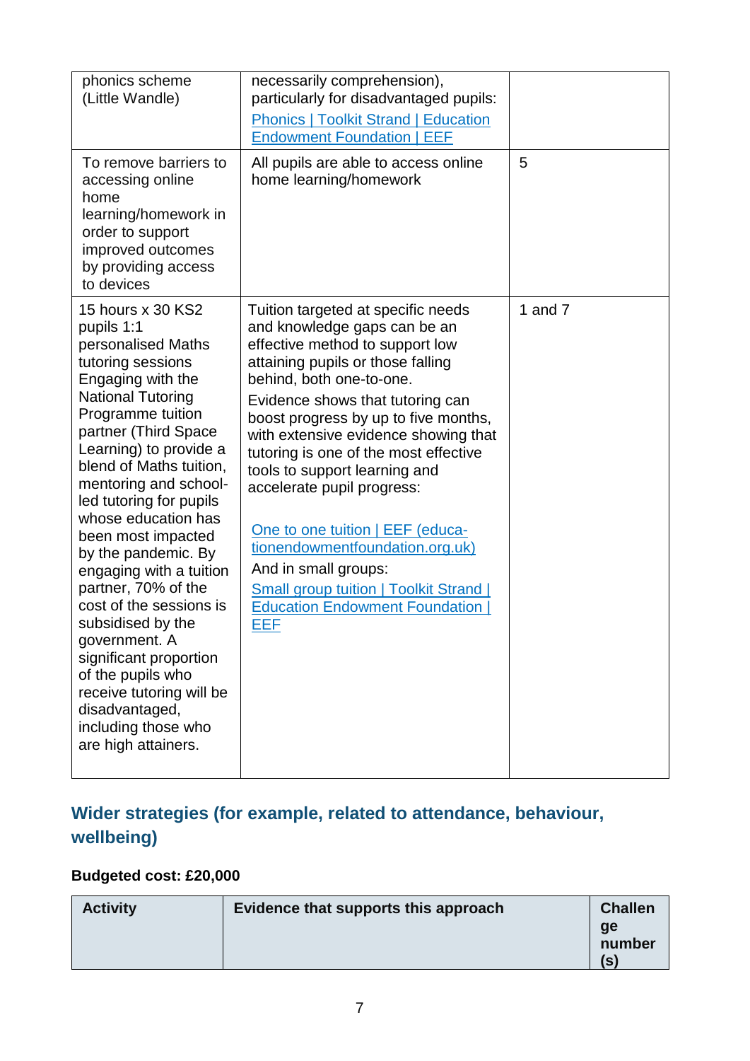| | | |
|---|---|---|
| phonics scheme (Little Wandle) | necessarily comprehension), particularly for disadvantaged pupils: [Phonics \| Toolkit Strand \| Education Endowment Foundation \| EEF] | |
| To remove barriers to accessing online home learning/homework in order to support improved outcomes by providing access to devices | All pupils are able to access online home learning/homework | 5 |
| 15 hours x 30 KS2 pupils 1:1 personalised Maths tutoring sessions Engaging with the National Tutoring Programme tuition partner (Third Space Learning) to provide a blend of Maths tuition, mentoring and school-led tutoring for pupils whose education has been most impacted by the pandemic. By engaging with a tuition partner, 70% of the cost of the sessions is subsidised by the government. A significant proportion of the pupils who receive tutoring will be disadvantaged, including those who are high attainers. | Tuition targeted at specific needs and knowledge gaps can be an effective method to support low attaining pupils or those falling behind, both one-to-one. Evidence shows that tutoring can boost progress by up to five months, with extensive evidence showing that tutoring is one of the most effective tools to support learning and accelerate pupil progress: [One to one tuition \| EEF (educationendowmentfoundation.org.uk)] And in small groups: [Small group tuition \| Toolkit Strand \| Education Endowment Foundation \| EEF] | 1 and 7 |

## Wider strategies (for example, related to attendance, behaviour, wellbeing)

**Budgeted cost: £20,000**

| Activity | Evidence that supports this approach | Challenge number(s) |
|---|---|---|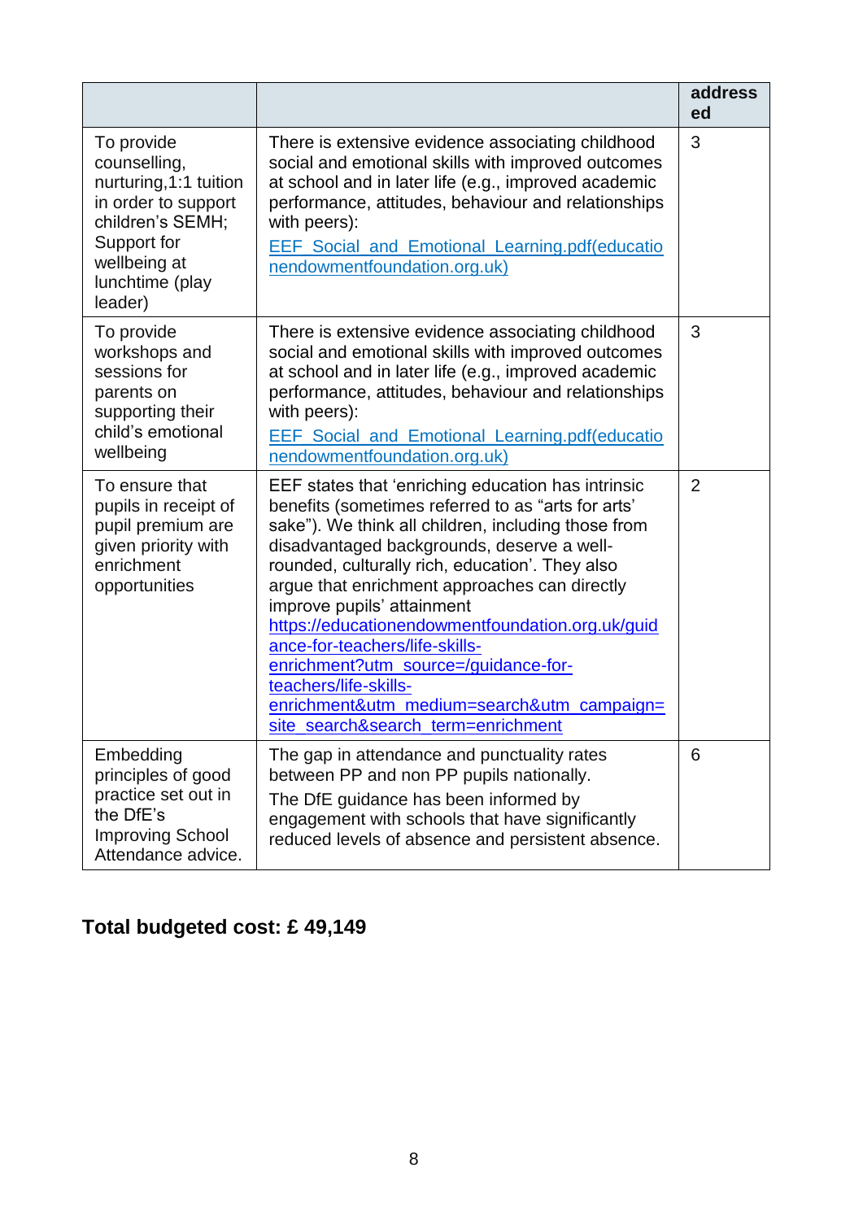| | | addressed |
|---|---|---|
| To provide counselling, nurturing,1:1 tuition in order to support children's SEMH; Support for wellbeing at lunchtime (play leader) | There is extensive evidence associating childhood social and emotional skills with improved outcomes at school and in later life (e.g., improved academic performance, attitudes, behaviour and relationships with peers): EEF_Social_and_Emotional_Learning.pdf(educationendowmentfoundation.org.uk) | 3 |
| To provide workshops and sessions for parents on supporting their child's emotional wellbeing | There is extensive evidence associating childhood social and emotional skills with improved outcomes at school and in later life (e.g., improved academic performance, attitudes, behaviour and relationships with peers): EEF_Social_and_Emotional_Learning.pdf(educationendowmentfoundation.org.uk) | 3 |
| To ensure that pupils in receipt of pupil premium are given priority with enrichment opportunities | EEF states that 'enriching education has intrinsic benefits (sometimes referred to as "arts for arts' sake"). We think all children, including those from disadvantaged backgrounds, deserve a well-rounded, culturally rich, education'. They also argue that enrichment approaches can directly improve pupils' attainment https://educationendowmentfoundation.org.uk/guidance-for-teachers/life-skills-enrichment?utm_source=/guidance-for-teachers/life-skills-enrichment&utm_medium=search&utm_campaign=site_search&search_term=enrichment | 2 |
| Embedding principles of good practice set out in the DfE's Improving School Attendance advice. | The gap in attendance and punctuality rates between PP and non PP pupils nationally. The DfE guidance has been informed by engagement with schools that have significantly reduced levels of absence and persistent absence. | 6 |

**Total budgeted cost: £ 49,149**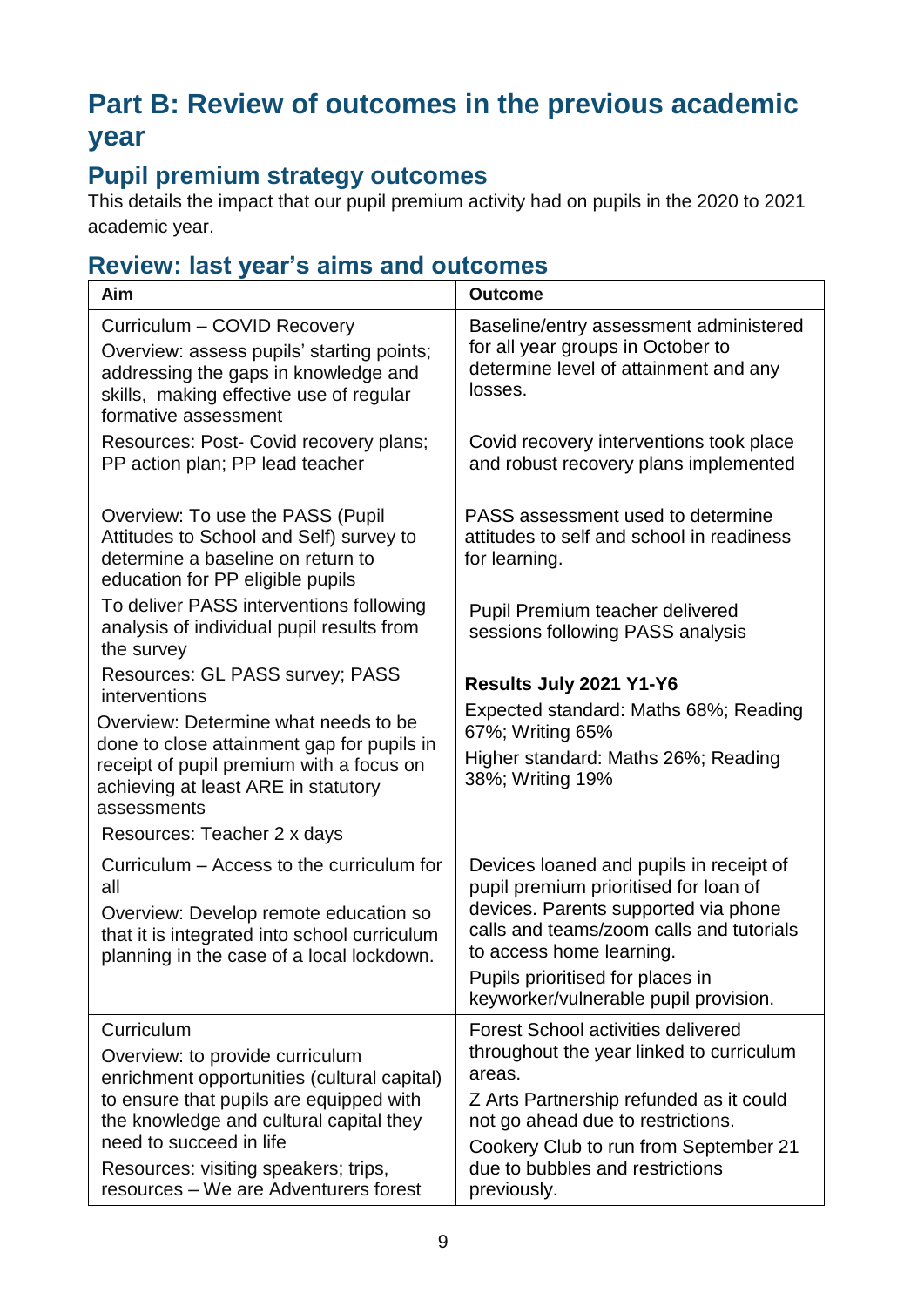# Part B: Review of outcomes in the previous academic year

## Pupil premium strategy outcomes

This details the impact that our pupil premium activity had on pupils in the 2020 to 2021 academic year.

## Review: last year's aims and outcomes

| Aim | Outcome |
|---|---|
| Curriculum – COVID Recovery<br>Overview: assess pupils' starting points; addressing the gaps in knowledge and skills, making effective use of regular formative assessment<br>Resources: Post- Covid recovery plans; PP action plan; PP lead teacher<br><br>Overview: To use the PASS (Pupil Attitudes to School and Self) survey to determine a baseline on return to education for PP eligible pupils<br>To deliver PASS interventions following analysis of individual pupil results from the survey<br>Resources: GL PASS survey; PASS interventions<br>Overview: Determine what needs to be done to close attainment gap for pupils in receipt of pupil premium with a focus on achieving at least ARE in statutory assessments<br>Resources: Teacher 2 x days | Baseline/entry assessment administered for all year groups in October to determine level of attainment and any losses.<br><br>Covid recovery interventions took place and robust recovery plans implemented<br><br>PASS assessment used to determine attitudes to self and school in readiness for learning.<br><br>Pupil Premium teacher delivered sessions following PASS analysis<br><br>**Results July 2021 Y1-Y6**<br>Expected standard: Maths 68%; Reading 67%; Writing 65%<br>Higher standard: Maths 26%; Reading 38%; Writing 19% |
| Curriculum – Access to the curriculum for all<br>Overview: Develop remote education so that it is integrated into school curriculum planning in the case of a local lockdown. | Devices loaned and pupils in receipt of pupil premium prioritised for loan of devices. Parents supported via phone calls and teams/zoom calls and tutorials to access home learning.<br>Pupils prioritised for places in keyworker/vulnerable pupil provision. |
| Curriculum<br>Overview: to provide curriculum enrichment opportunities (cultural capital) to ensure that pupils are equipped with the knowledge and cultural capital they need to succeed in life<br>Resources: visiting speakers; trips, resources – We are Adventurers forest | Forest School activities delivered throughout the year linked to curriculum areas.<br>Z Arts Partnership refunded as it could not go ahead due to restrictions.<br>Cookery Club to run from September 21 due to bubbles and restrictions previously. |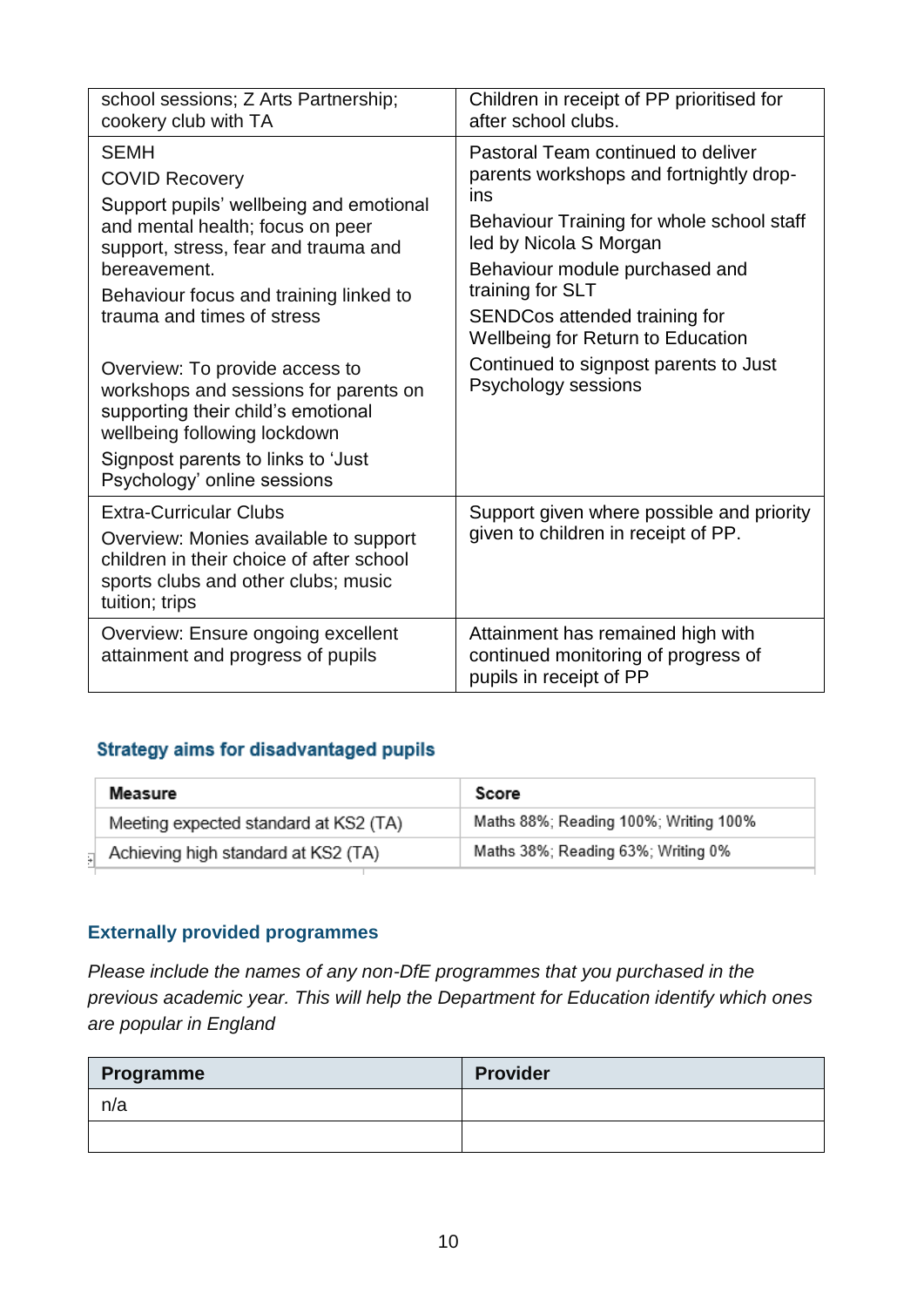| | |
|---|---|
| school sessions; Z Arts Partnership; cookery club with TA | Children in receipt of PP prioritised for after school clubs. |
| SEMH<br>COVID Recovery<br>Support pupils' wellbeing and emotional and mental health; focus on peer support, stress, fear and trauma and bereavement.<br>Behaviour focus and training linked to trauma and times of stress<br><br>Overview: To provide access to workshops and sessions for parents on supporting their child's emotional wellbeing following lockdown<br>Signpost parents to links to 'Just Psychology' online sessions | Pastoral Team continued to deliver parents workshops and fortnightly drop-ins<br>Behaviour Training for whole school staff led by Nicola S Morgan<br>Behaviour module purchased and training for SLT<br>SENDCos attended training for Wellbeing for Return to Education<br>Continued to signpost parents to Just Psychology sessions |
| Extra-Curricular Clubs<br>Overview: Monies available to support children in their choice of after school sports clubs and other clubs; music tuition; trips | Support given where possible and priority given to children in receipt of PP. |
| Overview: Ensure ongoing excellent attainment and progress of pupils | Attainment has remained high with continued monitoring of progress of pupils in receipt of PP |

## Strategy aims for disadvantaged pupils

| Measure | Score |
|---|---|
| Meeting expected standard at KS2 (TA) | Maths 88%; Reading 100%; Writing 100% |
| Achieving high standard at KS2 (TA) | Maths 38%; Reading 63%; Writing 0% |

## Externally provided programmes

*Please include the names of any non-DfE programmes that you purchased in the previous academic year. This will help the Department for Education identify which ones are popular in England*

| Programme | Provider |
|---|---|
| n/a | |
| | |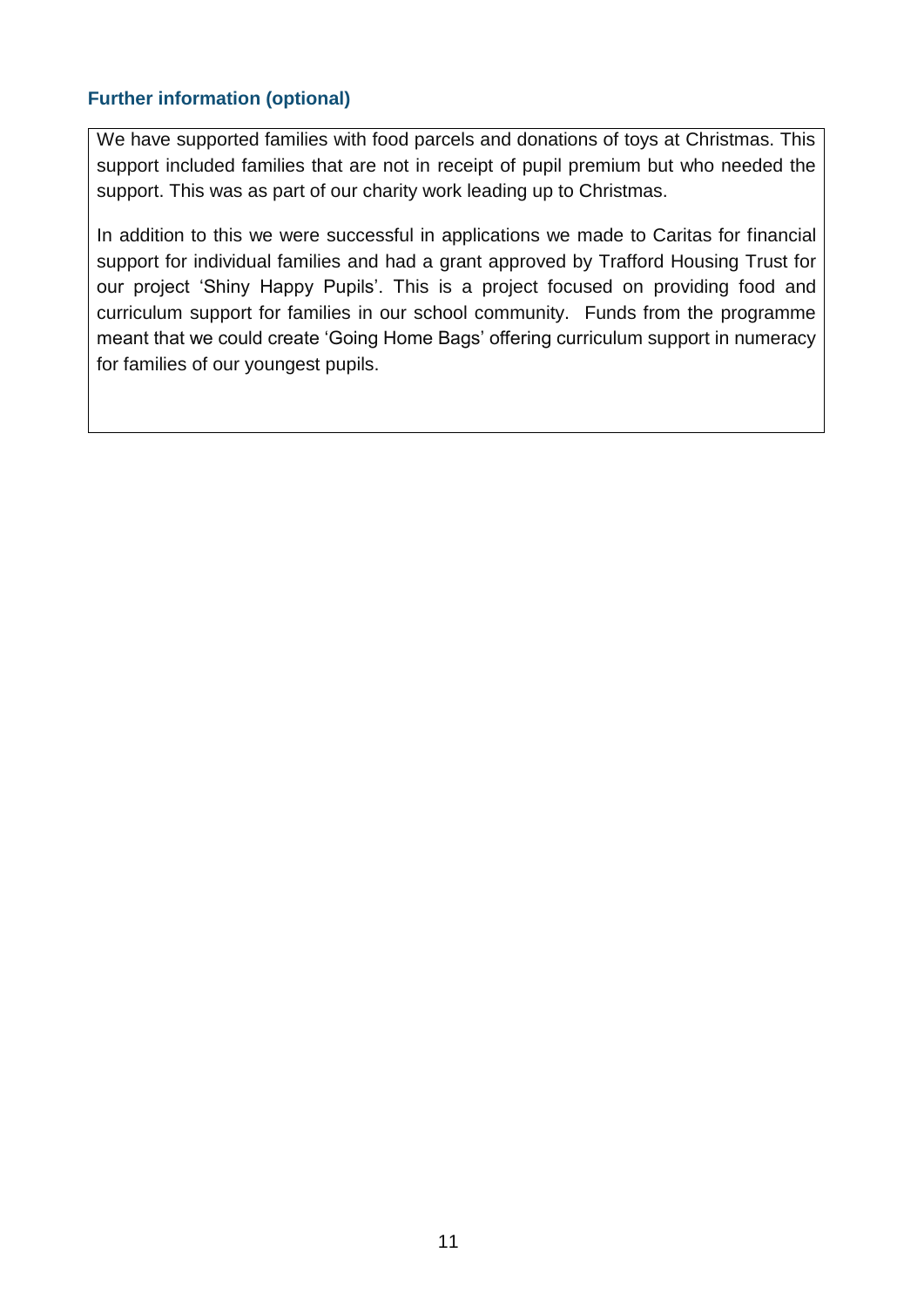### Further information (optional)

We have supported families with food parcels and donations of toys at Christmas. This support included families that are not in receipt of pupil premium but who needed the support. This was as part of our charity work leading up to Christmas.

In addition to this we were successful in applications we made to Caritas for financial support for individual families and had a grant approved by Trafford Housing Trust for our project 'Shiny Happy Pupils'. This is a project focused on providing food and curriculum support for families in our school community. Funds from the programme meant that we could create 'Going Home Bags' offering curriculum support in numeracy for families of our youngest pupils.